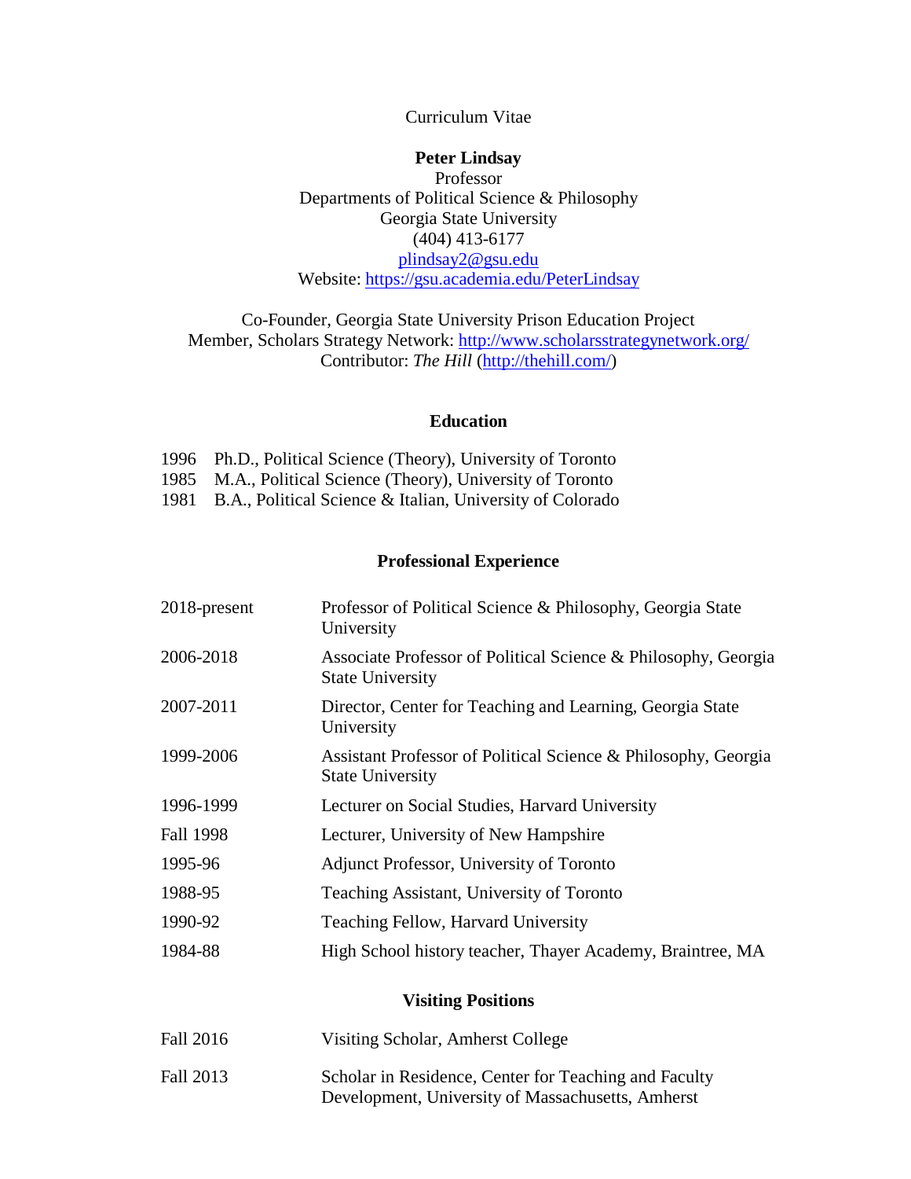Curriculum Vitae

**Peter Lindsay**
Professor
Departments of Political Science & Philosophy
Georgia State University
(404) 413-6177
plindsay2@gsu.edu
Website: https://gsu.academia.edu/PeterLindsay

Co-Founder, Georgia State University Prison Education Project
Member, Scholars Strategy Network: http://www.scholarsstrategynetwork.org/
Contributor: *The Hill* (http://thehill.com/)

## Education

1996 Ph.D., Political Science (Theory), University of Toronto
1985 M.A., Political Science (Theory), University of Toronto
1981 B.A., Political Science & Italian, University of Colorado

## Professional Experience

| | |
|---|---|
| 2018-present | Professor of Political Science & Philosophy, Georgia State University |
| 2006-2018 | Associate Professor of Political Science & Philosophy, Georgia State University |
| 2007-2011 | Director, Center for Teaching and Learning, Georgia State University |
| 1999-2006 | Assistant Professor of Political Science & Philosophy, Georgia State University |
| 1996-1999 | Lecturer on Social Studies, Harvard University |
| Fall 1998 | Lecturer, University of New Hampshire |
| 1995-96 | Adjunct Professor, University of Toronto |
| 1988-95 | Teaching Assistant, University of Toronto |
| 1990-92 | Teaching Fellow, Harvard University |
| 1984-88 | High School history teacher, Thayer Academy, Braintree, MA |

## Visiting Positions

| | |
|---|---|
| Fall 2016 | Visiting Scholar, Amherst College |
| Fall 2013 | Scholar in Residence, Center for Teaching and Faculty Development, University of Massachusetts, Amherst |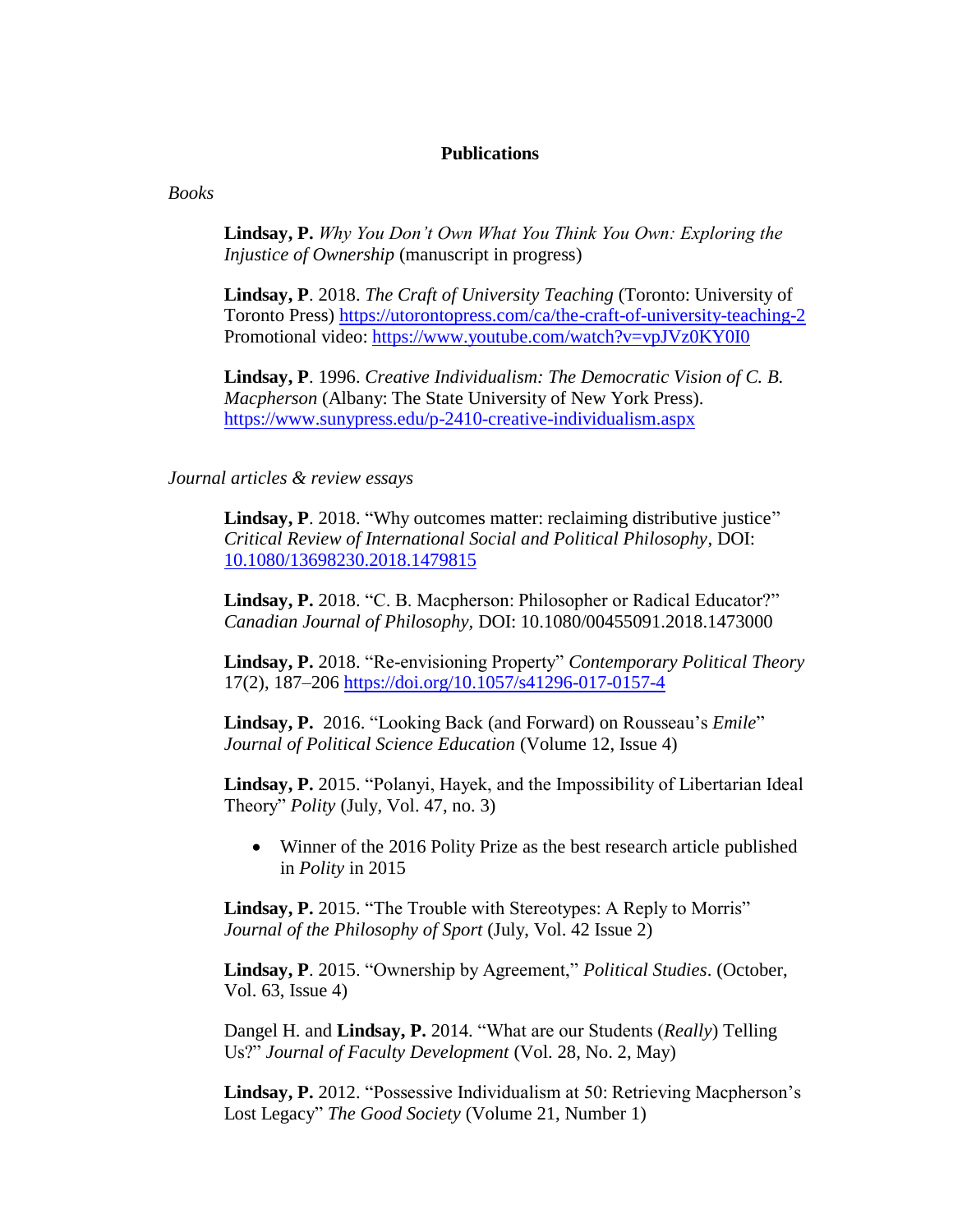## Publications

*Books*

**Lindsay, P.** *Why You Don't Own What You Think You Own: Exploring the Injustice of Ownership* (manuscript in progress)

**Lindsay, P**. 2018. *The Craft of University Teaching* (Toronto: University of Toronto Press) https://utorontopress.com/ca/the-craft-of-university-teaching-2
Promotional video: https://www.youtube.com/watch?v=vpJVz0KY0I0

**Lindsay, P**. 1996. *Creative Individualism: The Democratic Vision of C. B. Macpherson* (Albany: The State University of New York Press). https://www.sunypress.edu/p-2410-creative-individualism.aspx

*Journal articles & review essays*

**Lindsay, P**. 2018. "Why outcomes matter: reclaiming distributive justice" *Critical Review of International Social and Political Philosophy*, DOI: 10.1080/13698230.2018.1479815

**Lindsay, P.** 2018. "C. B. Macpherson: Philosopher or Radical Educator?" *Canadian Journal of Philosophy*, DOI: 10.1080/00455091.2018.1473000

**Lindsay, P.** 2018. "Re-envisioning Property" *Contemporary Political Theory* 17(2), 187–206 https://doi.org/10.1057/s41296-017-0157-4

**Lindsay, P.** 2016. "Looking Back (and Forward) on Rousseau's *Emile*" *Journal of Political Science Education* (Volume 12, Issue 4)

**Lindsay, P.** 2015. "Polanyi, Hayek, and the Impossibility of Libertarian Ideal Theory" *Polity* (July, Vol. 47, no. 3)

- Winner of the 2016 Polity Prize as the best research article published in *Polity* in 2015

**Lindsay, P.** 2015. "The Trouble with Stereotypes: A Reply to Morris" *Journal of the Philosophy of Sport* (July, Vol. 42 Issue 2)

**Lindsay, P**. 2015. "Ownership by Agreement," *Political Studies*. (October, Vol. 63, Issue 4)

Dangel H. and **Lindsay, P.** 2014. "What are our Students (*Really*) Telling Us?" *Journal of Faculty Development* (Vol. 28, No. 2, May)

**Lindsay, P.** 2012. "Possessive Individualism at 50: Retrieving Macpherson's Lost Legacy" *The Good Society* (Volume 21, Number 1)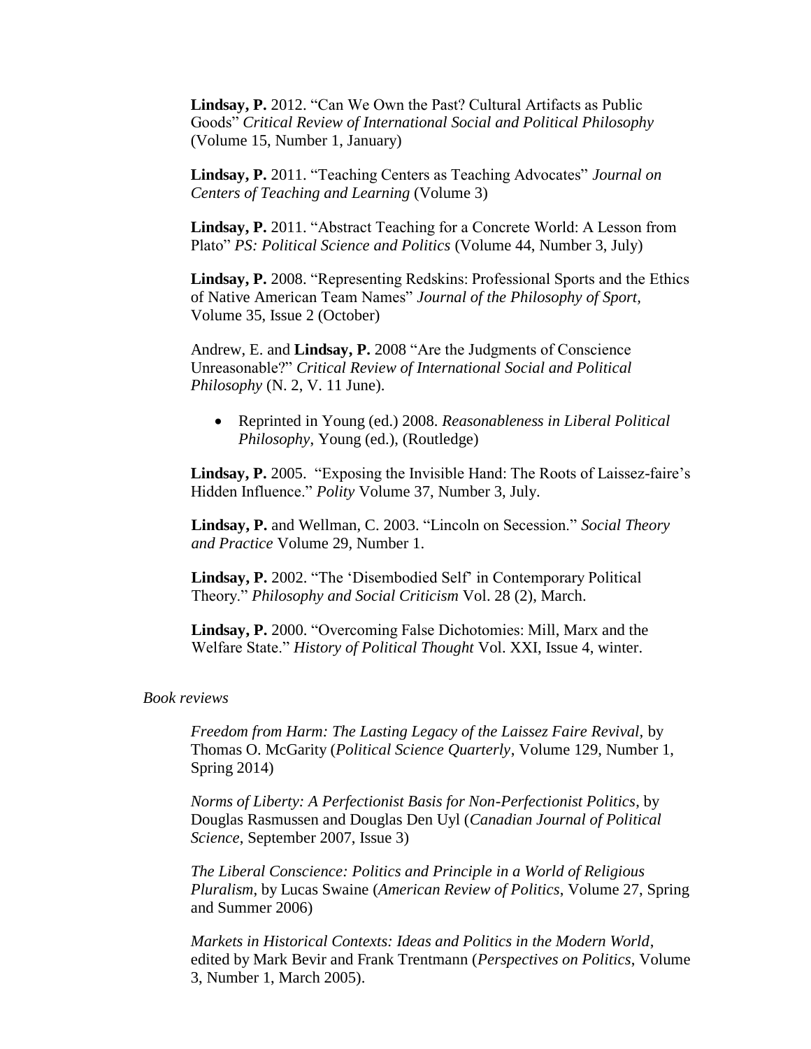**Lindsay, P.** 2012. "Can We Own the Past? Cultural Artifacts as Public Goods" *Critical Review of International Social and Political Philosophy* (Volume 15, Number 1, January)

**Lindsay, P.** 2011. "Teaching Centers as Teaching Advocates" *Journal on Centers of Teaching and Learning* (Volume 3)

**Lindsay, P.** 2011. "Abstract Teaching for a Concrete World: A Lesson from Plato" *PS: Political Science and Politics* (Volume 44, Number 3, July)

**Lindsay, P.** 2008. "Representing Redskins: Professional Sports and the Ethics of Native American Team Names" *Journal of the Philosophy of Sport*, Volume 35, Issue 2 (October)

Andrew, E. and **Lindsay, P.** 2008 "Are the Judgments of Conscience Unreasonable?" *Critical Review of International Social and Political Philosophy* (N. 2, V. 11 June).

- Reprinted in Young (ed.) 2008. *Reasonableness in Liberal Political Philosophy*, Young (ed.), (Routledge)

**Lindsay, P.** 2005. "Exposing the Invisible Hand: The Roots of Laissez-faire's Hidden Influence." *Polity* Volume 37, Number 3, July.

**Lindsay, P.** and Wellman, C. 2003. "Lincoln on Secession." *Social Theory and Practice* Volume 29, Number 1.

**Lindsay, P.** 2002. "The 'Disembodied Self' in Contemporary Political Theory." *Philosophy and Social Criticism* Vol. 28 (2), March.

**Lindsay, P.** 2000. "Overcoming False Dichotomies: Mill, Marx and the Welfare State." *History of Political Thought* Vol. XXI, Issue 4, winter.

*Book reviews*

*Freedom from Harm: The Lasting Legacy of the Laissez Faire Revival*, by Thomas O. McGarity (*Political Science Quarterly*, Volume 129, Number 1, Spring 2014)

*Norms of Liberty: A Perfectionist Basis for Non-Perfectionist Politics*, by Douglas Rasmussen and Douglas Den Uyl (*Canadian Journal of Political Science*, September 2007, Issue 3)

*The Liberal Conscience: Politics and Principle in a World of Religious Pluralism*, by Lucas Swaine (*American Review of Politics*, Volume 27, Spring and Summer 2006)

*Markets in Historical Contexts: Ideas and Politics in the Modern World*, edited by Mark Bevir and Frank Trentmann (*Perspectives on Politics*, Volume 3, Number 1, March 2005).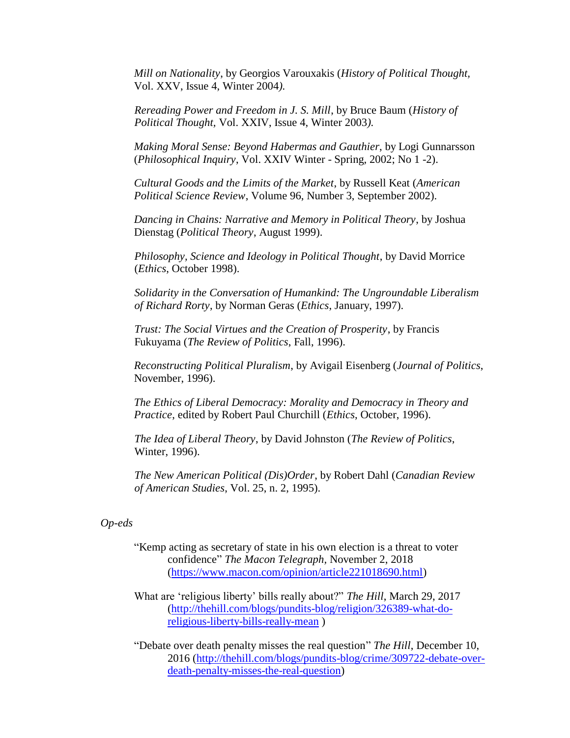*Mill on Nationality*, by Georgios Varouxakis (*History of Political Thought*, Vol. XXV, Issue 4, Winter 2004*).*

*Rereading Power and Freedom in J. S. Mill*, by Bruce Baum (*History of Political Thought*, Vol. XXIV, Issue 4, Winter 2003*).*

*Making Moral Sense: Beyond Habermas and Gauthier*, by Logi Gunnarsson (*Philosophical Inquiry*, Vol. XXIV Winter - Spring, 2002; No 1 -2).

*Cultural Goods and the Limits of the Market*, by Russell Keat (*American Political Science Review*, Volume 96, Number 3, September 2002).

*Dancing in Chains: Narrative and Memory in Political Theory*, by Joshua Dienstag (*Political Theory*, August 1999).

*Philosophy, Science and Ideology in Political Thought*, by David Morrice (*Ethics*, October 1998).

*Solidarity in the Conversation of Humankind: The Ungroundable Liberalism of Richard Rorty*, by Norman Geras (*Ethics*, January, 1997).

*Trust: The Social Virtues and the Creation of Prosperity*, by Francis Fukuyama (*The Review of Politics*, Fall, 1996).

*Reconstructing Political Pluralism*, by Avigail Eisenberg (*Journal of Politics*, November, 1996).

*The Ethics of Liberal Democracy: Morality and Democracy in Theory and Practice*, edited by Robert Paul Churchill (*Ethics*, October, 1996).

*The Idea of Liberal Theory*, by David Johnston (*The Review of Politics*, Winter, 1996).

*The New American Political (Dis)Order*, by Robert Dahl (*Canadian Review of American Studies*, Vol. 25, n. 2, 1995).

*Op-eds*

"Kemp acting as secretary of state in his own election is a threat to voter confidence" *The Macon Telegraph*, November 2, 2018 (https://www.macon.com/opinion/article221018690.html)

What are 'religious liberty' bills really about?" *The Hill*, March 29, 2017 (http://thehill.com/blogs/pundits-blog/religion/326389-what-do-religious-liberty-bills-really-mean )

"Debate over death penalty misses the real question" *The Hill*, December 10, 2016 (http://thehill.com/blogs/pundits-blog/crime/309722-debate-over-death-penalty-misses-the-real-question)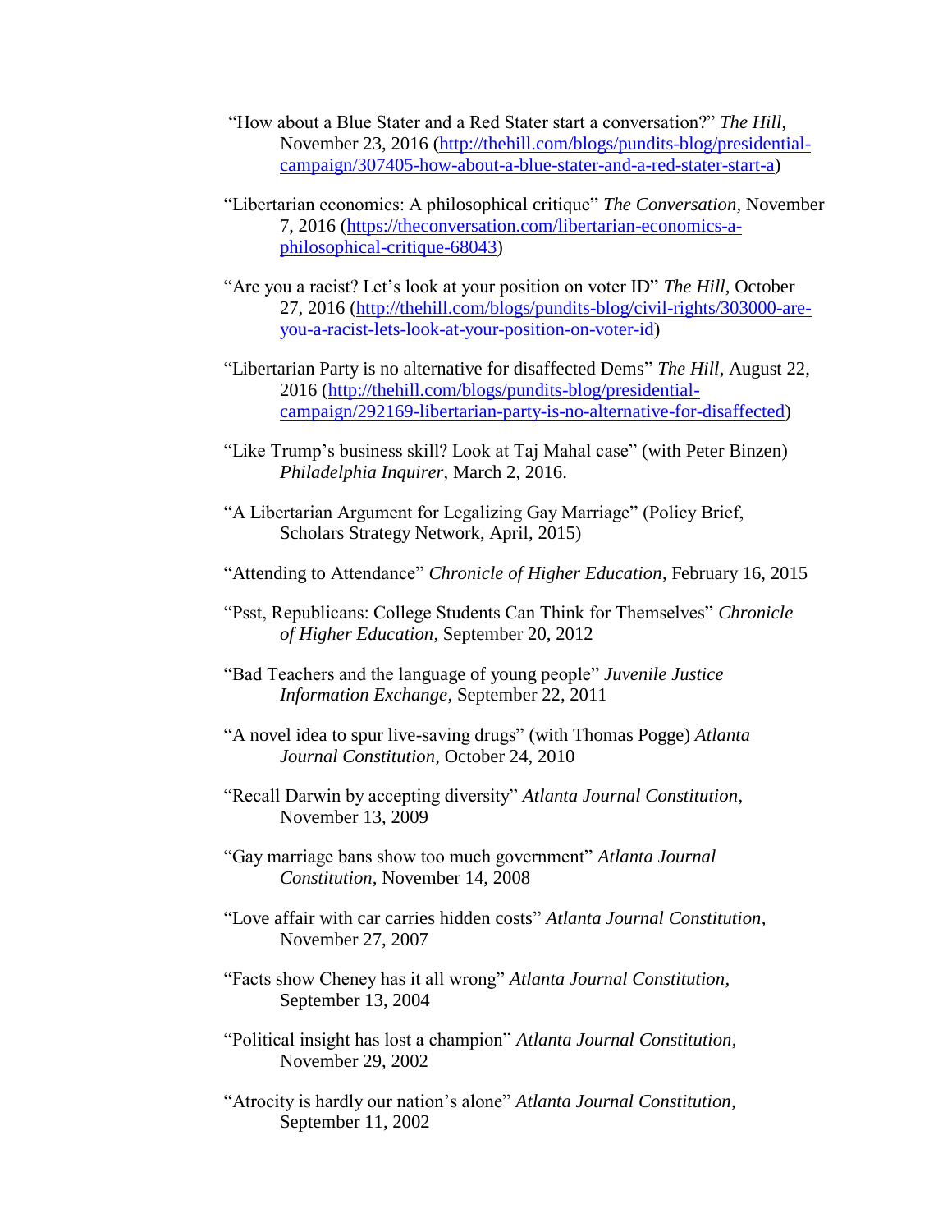"How about a Blue Stater and a Red Stater start a conversation?" *The Hill*, November 23, 2016 (http://thehill.com/blogs/pundits-blog/presidential-campaign/307405-how-about-a-blue-stater-and-a-red-stater-start-a)

"Libertarian economics: A philosophical critique" *The Conversation*, November 7, 2016 (https://theconversation.com/libertarian-economics-a-philosophical-critique-68043)

"Are you a racist? Let's look at your position on voter ID" *The Hill*, October 27, 2016 (http://thehill.com/blogs/pundits-blog/civil-rights/303000-are-you-a-racist-lets-look-at-your-position-on-voter-id)

"Libertarian Party is no alternative for disaffected Dems" *The Hill*, August 22, 2016 (http://thehill.com/blogs/pundits-blog/presidential-campaign/292169-libertarian-party-is-no-alternative-for-disaffected)

"Like Trump's business skill? Look at Taj Mahal case" (with Peter Binzen) *Philadelphia Inquirer*, March 2, 2016.

"A Libertarian Argument for Legalizing Gay Marriage" (Policy Brief, Scholars Strategy Network, April, 2015)

"Attending to Attendance" *Chronicle of Higher Education*, February 16, 2015

"Psst, Republicans: College Students Can Think for Themselves" *Chronicle of Higher Education*, September 20, 2012

"Bad Teachers and the language of young people" *Juvenile Justice Information Exchange*, September 22, 2011

"A novel idea to spur live-saving drugs" (with Thomas Pogge) *Atlanta Journal Constitution*, October 24, 2010

"Recall Darwin by accepting diversity" *Atlanta Journal Constitution*, November 13, 2009

"Gay marriage bans show too much government" *Atlanta Journal Constitution*, November 14, 2008

"Love affair with car carries hidden costs" *Atlanta Journal Constitution*, November 27, 2007

"Facts show Cheney has it all wrong" *Atlanta Journal Constitution*, September 13, 2004

"Political insight has lost a champion" *Atlanta Journal Constitution*, November 29, 2002

"Atrocity is hardly our nation's alone" *Atlanta Journal Constitution*, September 11, 2002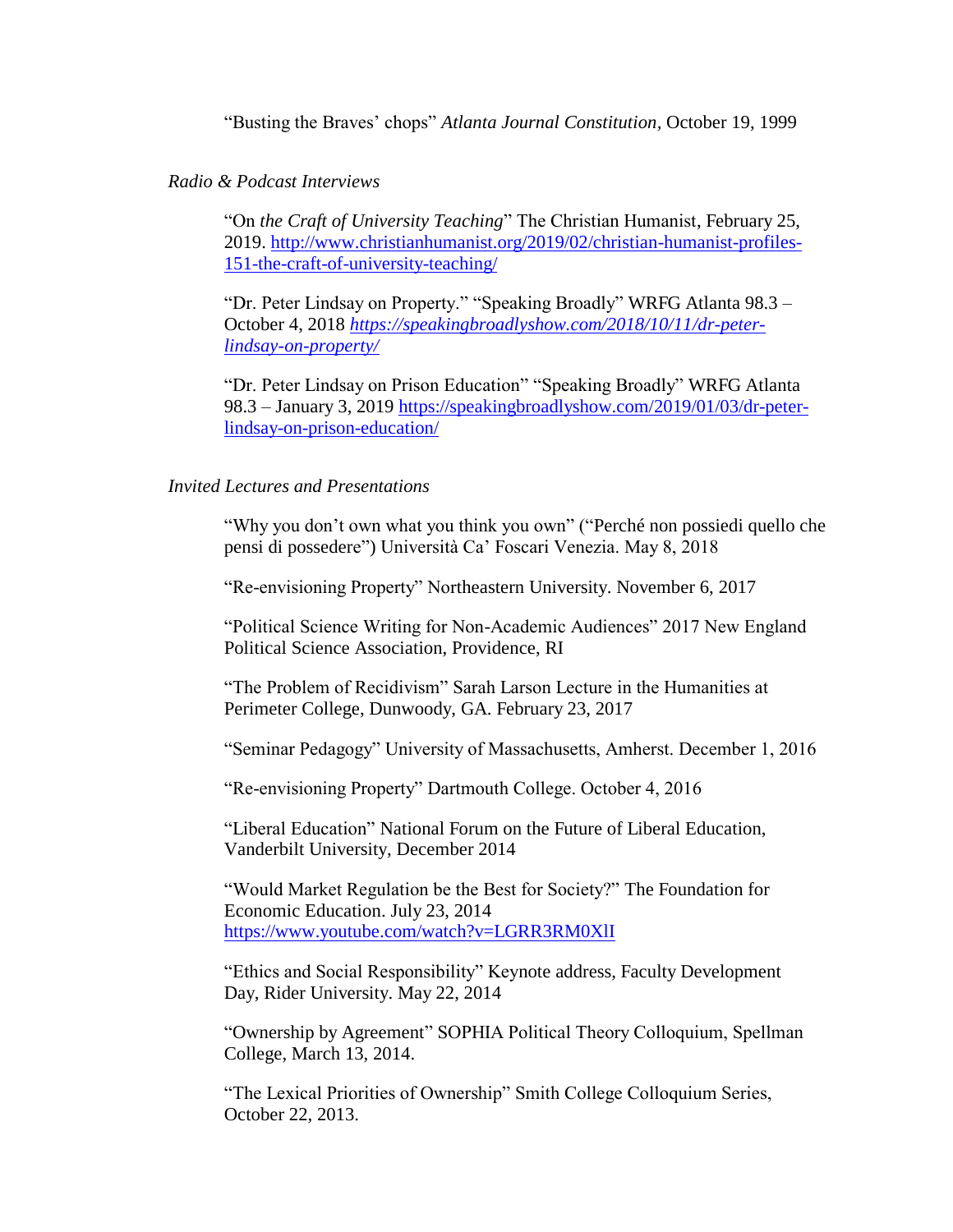"Busting the Braves' chops" *Atlanta Journal Constitution*, October 19, 1999

*Radio & Podcast Interviews*

"On *the Craft of University Teaching*" The Christian Humanist, February 25, 2019. http://www.christianhumanist.org/2019/02/christian-humanist-profiles-151-the-craft-of-university-teaching/

"Dr. Peter Lindsay on Property." "Speaking Broadly" WRFG Atlanta 98.3 – October 4, 2018 *https://speakingbroadlyshow.com/2018/10/11/dr-peter-lindsay-on-property/*

"Dr. Peter Lindsay on Prison Education" "Speaking Broadly" WRFG Atlanta 98.3 – January 3, 2019 https://speakingbroadlyshow.com/2019/01/03/dr-peter-lindsay-on-prison-education/

*Invited Lectures and Presentations*

"Why you don't own what you think you own" ("Perché non possiedi quello che pensi di possedere") Università Ca' Foscari Venezia. May 8, 2018

"Re-envisioning Property" Northeastern University. November 6, 2017

"Political Science Writing for Non-Academic Audiences" 2017 New England Political Science Association, Providence, RI

"The Problem of Recidivism" Sarah Larson Lecture in the Humanities at Perimeter College, Dunwoody, GA. February 23, 2017

"Seminar Pedagogy" University of Massachusetts, Amherst. December 1, 2016

"Re-envisioning Property" Dartmouth College. October 4, 2016

"Liberal Education" National Forum on the Future of Liberal Education, Vanderbilt University, December 2014

"Would Market Regulation be the Best for Society?" The Foundation for Economic Education. July 23, 2014 https://www.youtube.com/watch?v=LGRR3RM0XlI

"Ethics and Social Responsibility" Keynote address, Faculty Development Day, Rider University. May 22, 2014

"Ownership by Agreement" SOPHIA Political Theory Colloquium, Spellman College, March 13, 2014.

"The Lexical Priorities of Ownership" Smith College Colloquium Series, October 22, 2013.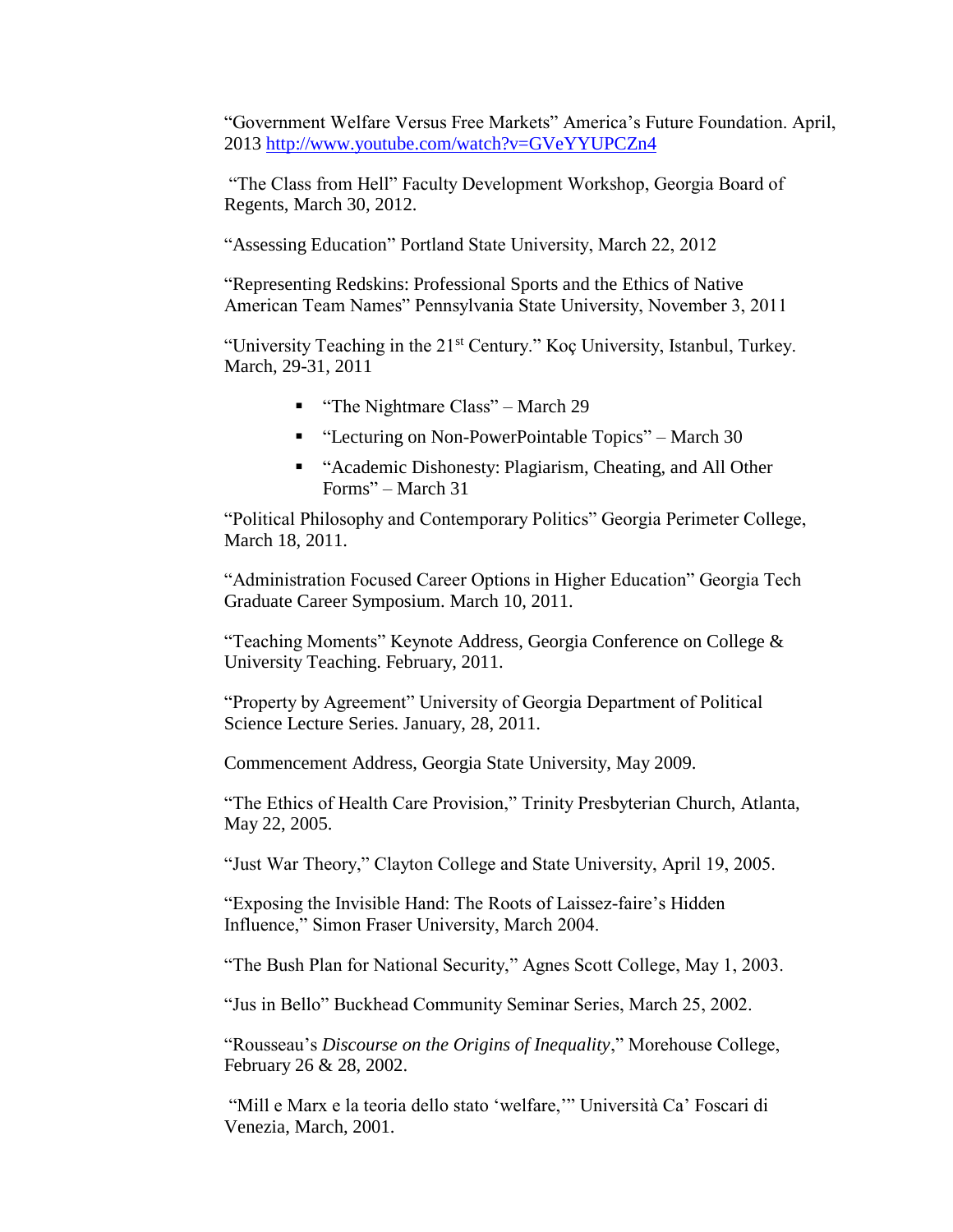"Government Welfare Versus Free Markets" America's Future Foundation. April, 2013 http://www.youtube.com/watch?v=GVeYYUPCZn4

"The Class from Hell" Faculty Development Workshop, Georgia Board of Regents, March 30, 2012.

"Assessing Education" Portland State University, March 22, 2012

"Representing Redskins: Professional Sports and the Ethics of Native American Team Names" Pennsylvania State University, November 3, 2011

"University Teaching in the 21st Century." Koç University, Istanbul, Turkey. March, 29-31, 2011

- "The Nightmare Class" – March 29
- "Lecturing on Non-PowerPointable Topics" – March 30
- "Academic Dishonesty: Plagiarism, Cheating, and All Other Forms" – March 31

"Political Philosophy and Contemporary Politics" Georgia Perimeter College, March 18, 2011.

"Administration Focused Career Options in Higher Education" Georgia Tech Graduate Career Symposium. March 10, 2011.

"Teaching Moments" Keynote Address, Georgia Conference on College & University Teaching. February, 2011.

"Property by Agreement" University of Georgia Department of Political Science Lecture Series. January, 28, 2011.

Commencement Address, Georgia State University, May 2009.

"The Ethics of Health Care Provision," Trinity Presbyterian Church, Atlanta, May 22, 2005.

"Just War Theory," Clayton College and State University, April 19, 2005.

"Exposing the Invisible Hand: The Roots of Laissez-faire's Hidden Influence," Simon Fraser University, March 2004.

"The Bush Plan for National Security," Agnes Scott College, May 1, 2003.

"Jus in Bello" Buckhead Community Seminar Series, March 25, 2002.

"Rousseau's *Discourse on the Origins of Inequality*," Morehouse College, February 26 & 28, 2002.

"Mill e Marx e la teoria dello stato 'welfare,'" Università Ca' Foscari di Venezia, March, 2001.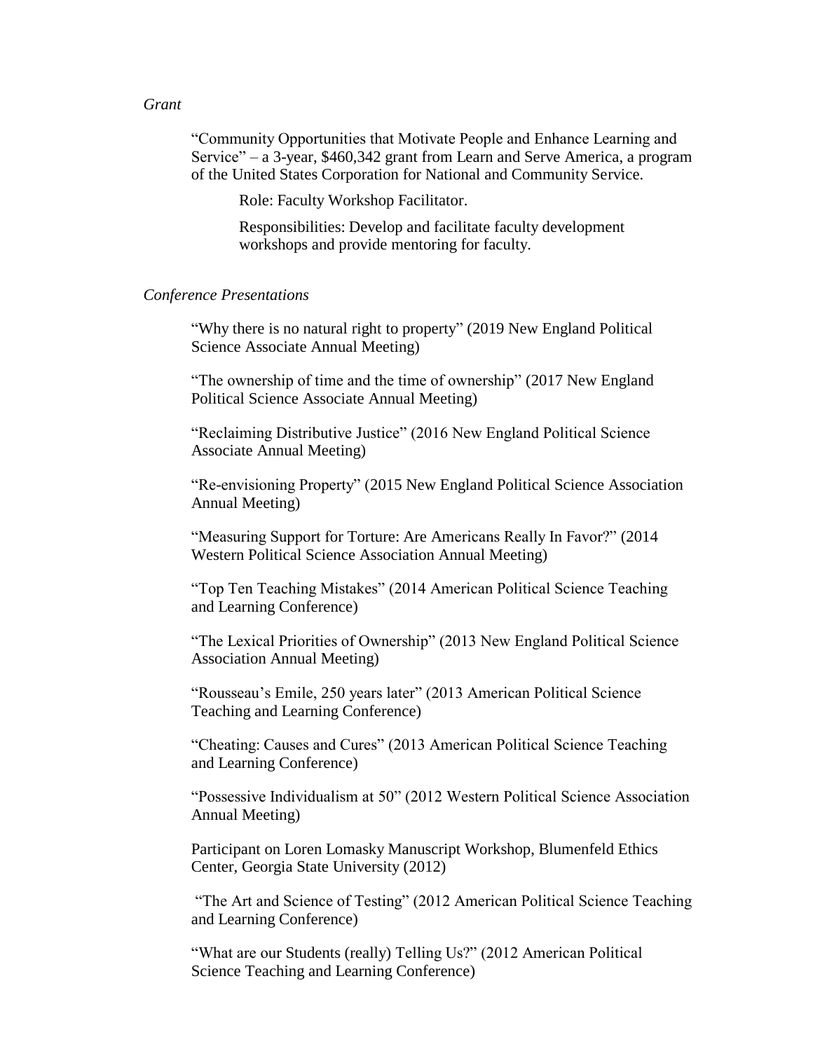*Grant*

"Community Opportunities that Motivate People and Enhance Learning and Service" – a 3-year, $460,342 grant from Learn and Serve America, a program of the United States Corporation for National and Community Service.

Role: Faculty Workshop Facilitator.

Responsibilities: Develop and facilitate faculty development workshops and provide mentoring for faculty.

*Conference Presentations*

"Why there is no natural right to property" (2019 New England Political Science Associate Annual Meeting)

"The ownership of time and the time of ownership" (2017 New England Political Science Associate Annual Meeting)

"Reclaiming Distributive Justice" (2016 New England Political Science Associate Annual Meeting)

"Re-envisioning Property" (2015 New England Political Science Association Annual Meeting)

"Measuring Support for Torture: Are Americans Really In Favor?" (2014 Western Political Science Association Annual Meeting)

"Top Ten Teaching Mistakes" (2014 American Political Science Teaching and Learning Conference)

"The Lexical Priorities of Ownership" (2013 New England Political Science Association Annual Meeting)

"Rousseau's Emile, 250 years later" (2013 American Political Science Teaching and Learning Conference)

"Cheating: Causes and Cures" (2013 American Political Science Teaching and Learning Conference)

"Possessive Individualism at 50" (2012 Western Political Science Association Annual Meeting)

Participant on Loren Lomasky Manuscript Workshop, Blumenfeld Ethics Center, Georgia State University (2012)

"The Art and Science of Testing" (2012 American Political Science Teaching and Learning Conference)

"What are our Students (really) Telling Us?" (2012 American Political Science Teaching and Learning Conference)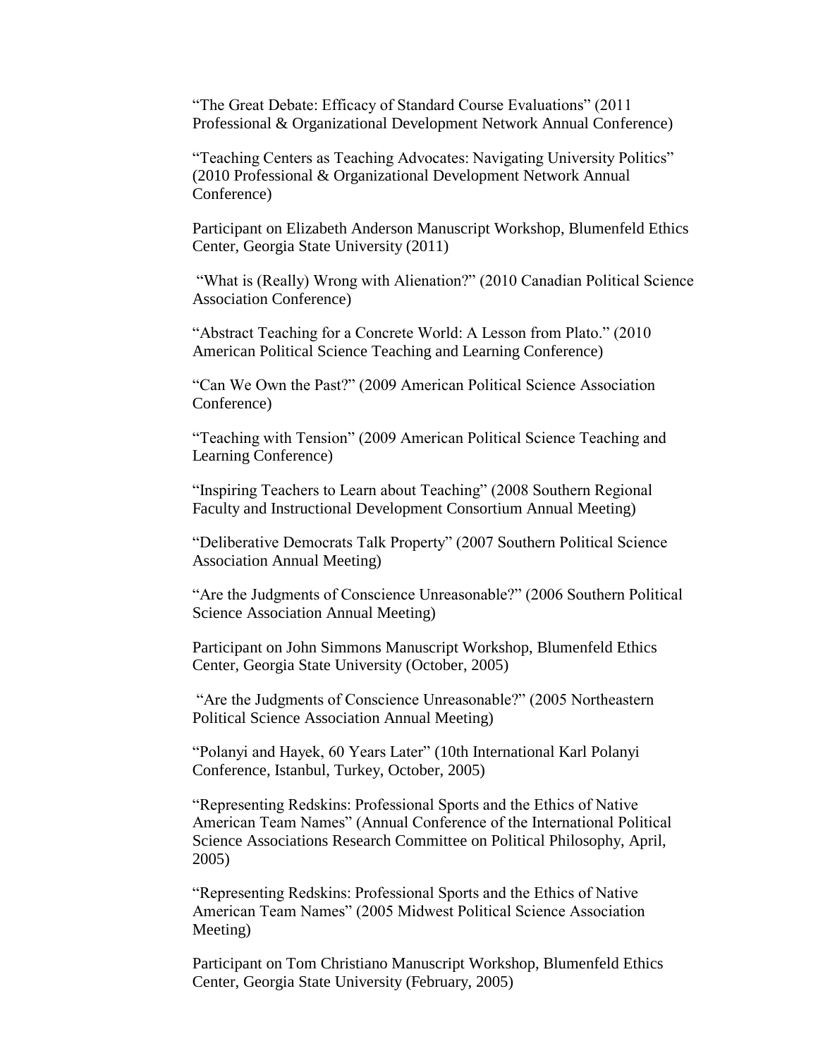"The Great Debate: Efficacy of Standard Course Evaluations" (2011 Professional & Organizational Development Network Annual Conference)

"Teaching Centers as Teaching Advocates: Navigating University Politics" (2010 Professional & Organizational Development Network Annual Conference)

Participant on Elizabeth Anderson Manuscript Workshop, Blumenfeld Ethics Center, Georgia State University (2011)

"What is (Really) Wrong with Alienation?" (2010 Canadian Political Science Association Conference)

"Abstract Teaching for a Concrete World: A Lesson from Plato." (2010 American Political Science Teaching and Learning Conference)

"Can We Own the Past?" (2009 American Political Science Association Conference)

"Teaching with Tension" (2009 American Political Science Teaching and Learning Conference)

"Inspiring Teachers to Learn about Teaching" (2008 Southern Regional Faculty and Instructional Development Consortium Annual Meeting)

"Deliberative Democrats Talk Property" (2007 Southern Political Science Association Annual Meeting)

"Are the Judgments of Conscience Unreasonable?" (2006 Southern Political Science Association Annual Meeting)

Participant on John Simmons Manuscript Workshop, Blumenfeld Ethics Center, Georgia State University (October, 2005)

"Are the Judgments of Conscience Unreasonable?" (2005 Northeastern Political Science Association Annual Meeting)

"Polanyi and Hayek, 60 Years Later" (10th International Karl Polanyi Conference, Istanbul, Turkey, October, 2005)

"Representing Redskins: Professional Sports and the Ethics of Native American Team Names" (Annual Conference of the International Political Science Associations Research Committee on Political Philosophy, April, 2005)

"Representing Redskins: Professional Sports and the Ethics of Native American Team Names" (2005 Midwest Political Science Association Meeting)

Participant on Tom Christiano Manuscript Workshop, Blumenfeld Ethics Center, Georgia State University (February, 2005)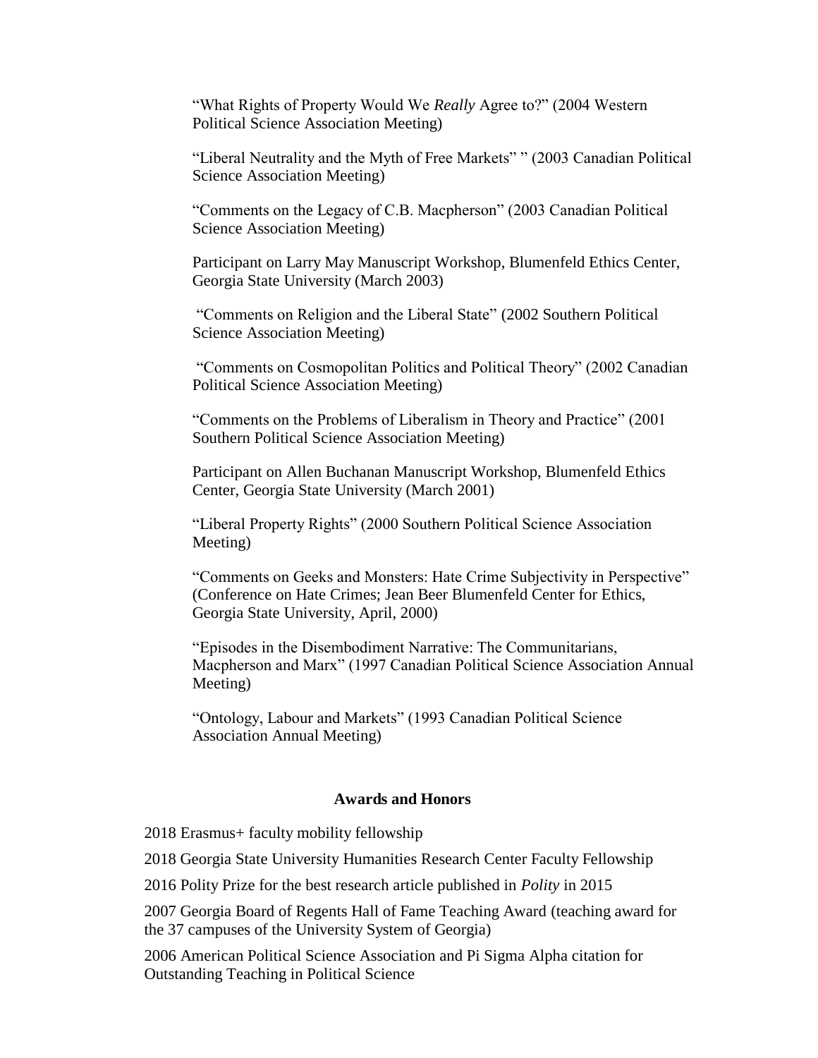"What Rights of Property Would We *Really* Agree to?" (2004 Western Political Science Association Meeting)

"Liberal Neutrality and the Myth of Free Markets" " (2003 Canadian Political Science Association Meeting)

"Comments on the Legacy of C.B. Macpherson" (2003 Canadian Political Science Association Meeting)

Participant on Larry May Manuscript Workshop, Blumenfeld Ethics Center, Georgia State University (March 2003)

"Comments on Religion and the Liberal State" (2002 Southern Political Science Association Meeting)

"Comments on Cosmopolitan Politics and Political Theory" (2002 Canadian Political Science Association Meeting)

"Comments on the Problems of Liberalism in Theory and Practice" (2001 Southern Political Science Association Meeting)

Participant on Allen Buchanan Manuscript Workshop, Blumenfeld Ethics Center, Georgia State University (March 2001)

"Liberal Property Rights" (2000 Southern Political Science Association Meeting)

"Comments on Geeks and Monsters: Hate Crime Subjectivity in Perspective" (Conference on Hate Crimes; Jean Beer Blumenfeld Center for Ethics, Georgia State University, April, 2000)

"Episodes in the Disembodiment Narrative: The Communitarians, Macpherson and Marx" (1997 Canadian Political Science Association Annual Meeting)

"Ontology, Labour and Markets" (1993 Canadian Political Science Association Annual Meeting)

## Awards and Honors

2018 Erasmus+ faculty mobility fellowship

2018 Georgia State University Humanities Research Center Faculty Fellowship

2016 Polity Prize for the best research article published in *Polity* in 2015

2007 Georgia Board of Regents Hall of Fame Teaching Award (teaching award for the 37 campuses of the University System of Georgia)

2006 American Political Science Association and Pi Sigma Alpha citation for Outstanding Teaching in Political Science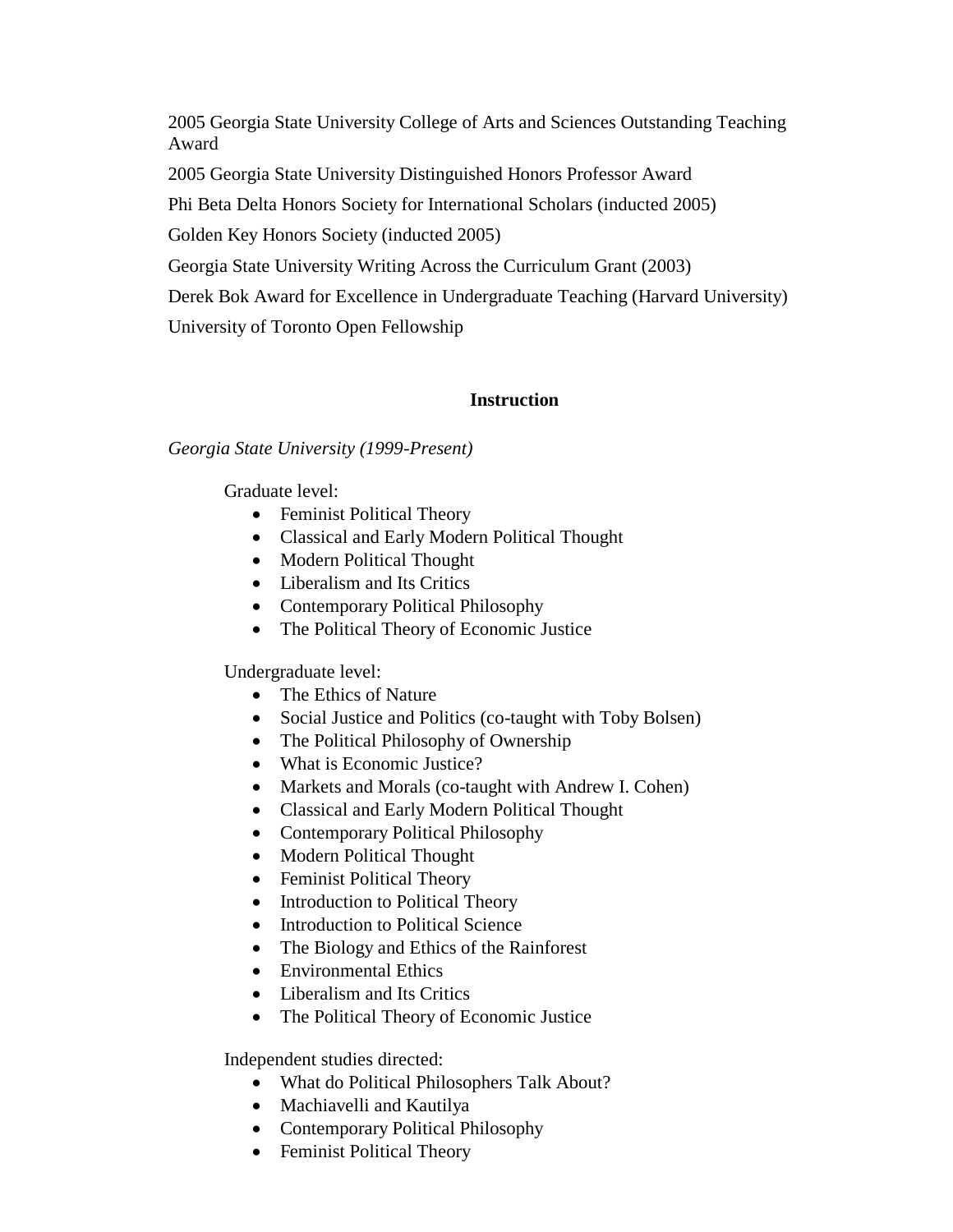2005 Georgia State University College of Arts and Sciences Outstanding Teaching Award

2005 Georgia State University Distinguished Honors Professor Award

Phi Beta Delta Honors Society for International Scholars (inducted 2005)

Golden Key Honors Society (inducted 2005)

Georgia State University Writing Across the Curriculum Grant (2003)

Derek Bok Award for Excellence in Undergraduate Teaching (Harvard University)

University of Toronto Open Fellowship

## Instruction

*Georgia State University (1999-Present)*

Graduate level:

- Feminist Political Theory
- Classical and Early Modern Political Thought
- Modern Political Thought
- Liberalism and Its Critics
- Contemporary Political Philosophy
- The Political Theory of Economic Justice

Undergraduate level:

- The Ethics of Nature
- Social Justice and Politics (co-taught with Toby Bolsen)
- The Political Philosophy of Ownership
- What is Economic Justice?
- Markets and Morals (co-taught with Andrew I. Cohen)
- Classical and Early Modern Political Thought
- Contemporary Political Philosophy
- Modern Political Thought
- Feminist Political Theory
- Introduction to Political Theory
- Introduction to Political Science
- The Biology and Ethics of the Rainforest
- Environmental Ethics
- Liberalism and Its Critics
- The Political Theory of Economic Justice

Independent studies directed:

- What do Political Philosophers Talk About?
- Machiavelli and Kautilya
- Contemporary Political Philosophy
- Feminist Political Theory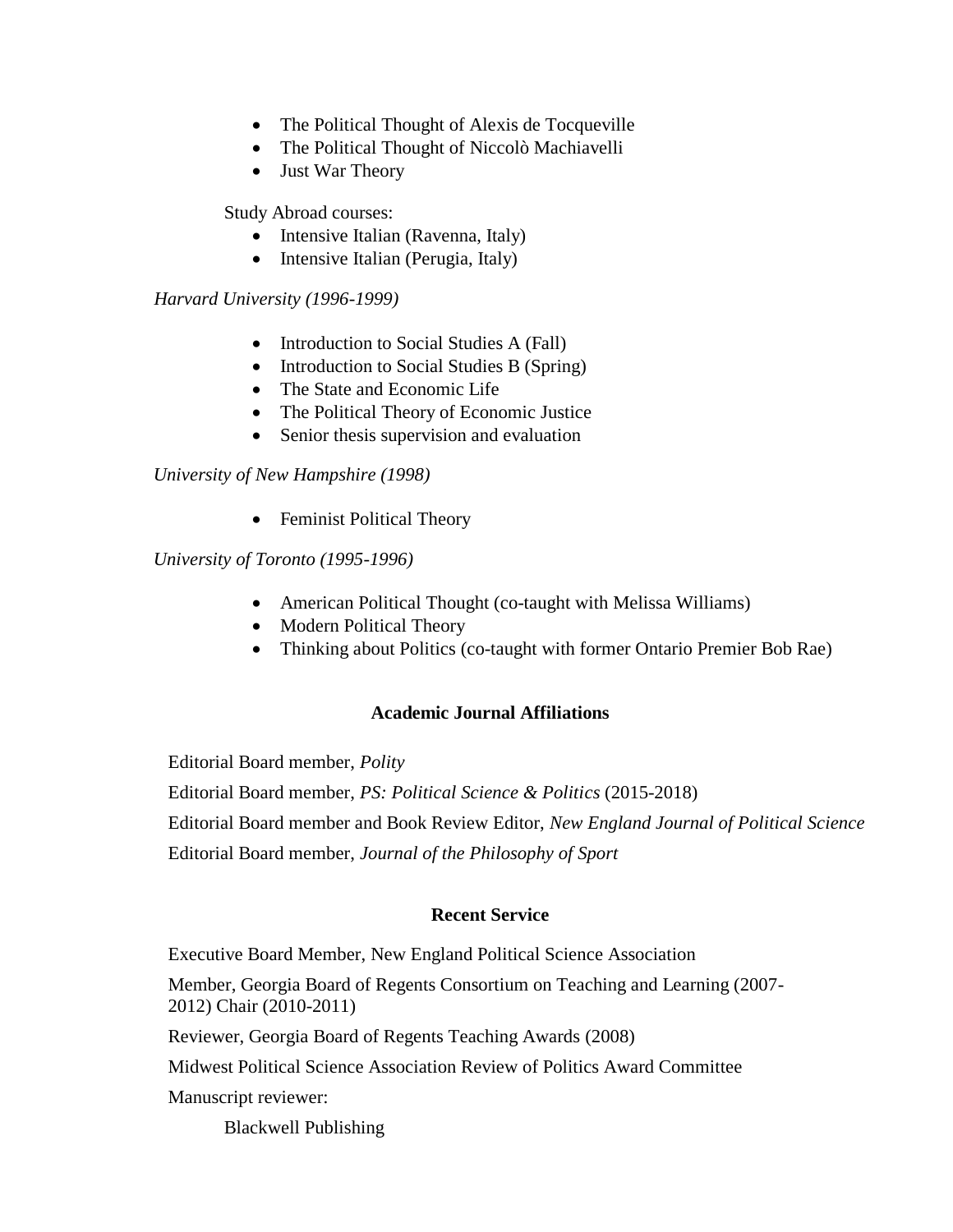- The Political Thought of Alexis de Tocqueville
- The Political Thought of Niccolò Machiavelli
- Just War Theory

Study Abroad courses:

- Intensive Italian (Ravenna, Italy)
- Intensive Italian (Perugia, Italy)

*Harvard University (1996-1999)*

- Introduction to Social Studies A (Fall)
- Introduction to Social Studies B (Spring)
- The State and Economic Life
- The Political Theory of Economic Justice
- Senior thesis supervision and evaluation

*University of New Hampshire (1998)*

- Feminist Political Theory

*University of Toronto (1995-1996)*

- American Political Thought (co-taught with Melissa Williams)
- Modern Political Theory
- Thinking about Politics (co-taught with former Ontario Premier Bob Rae)

## Academic Journal Affiliations

Editorial Board member, *Polity*

Editorial Board member, *PS: Political Science & Politics* (2015-2018)

Editorial Board member and Book Review Editor, *New England Journal of Political Science*

Editorial Board member, *Journal of the Philosophy of Sport*

## Recent Service

Executive Board Member, New England Political Science Association

Member, Georgia Board of Regents Consortium on Teaching and Learning (2007-2012) Chair (2010-2011)

Reviewer, Georgia Board of Regents Teaching Awards (2008)

Midwest Political Science Association Review of Politics Award Committee

Manuscript reviewer:

Blackwell Publishing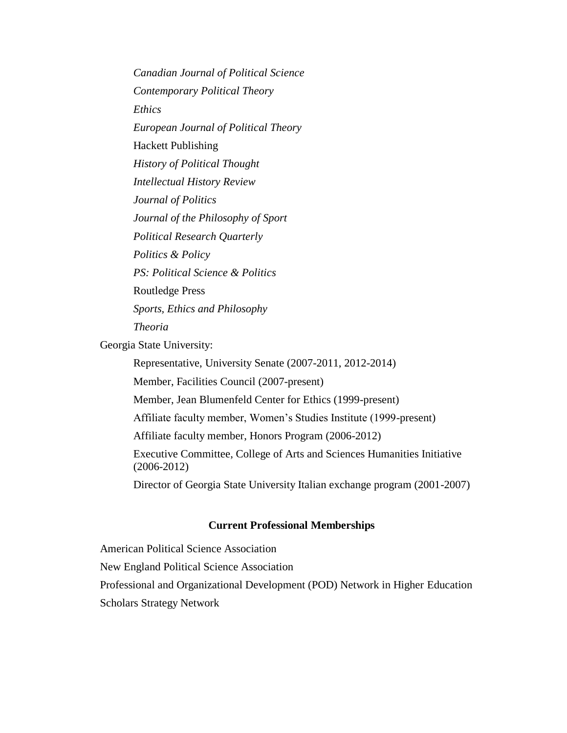*Canadian Journal of Political Science*

*Contemporary Political Theory*

*Ethics*

*European Journal of Political Theory*

Hackett Publishing

*History of Political Thought*

*Intellectual History Review*

*Journal of Politics*

*Journal of the Philosophy of Sport*

*Political Research Quarterly*

*Politics & Policy*

*PS: Political Science & Politics*

Routledge Press

*Sports, Ethics and Philosophy*

*Theoria*

Georgia State University:

Representative, University Senate (2007-2011, 2012-2014)

Member, Facilities Council (2007-present)

Member, Jean Blumenfeld Center for Ethics (1999-present)

Affiliate faculty member, Women's Studies Institute (1999-present)

Affiliate faculty member, Honors Program (2006-2012)

Executive Committee, College of Arts and Sciences Humanities Initiative (2006-2012)

Director of Georgia State University Italian exchange program (2001-2007)

**Current Professional Memberships**

American Political Science Association

New England Political Science Association

Professional and Organizational Development (POD) Network in Higher Education

Scholars Strategy Network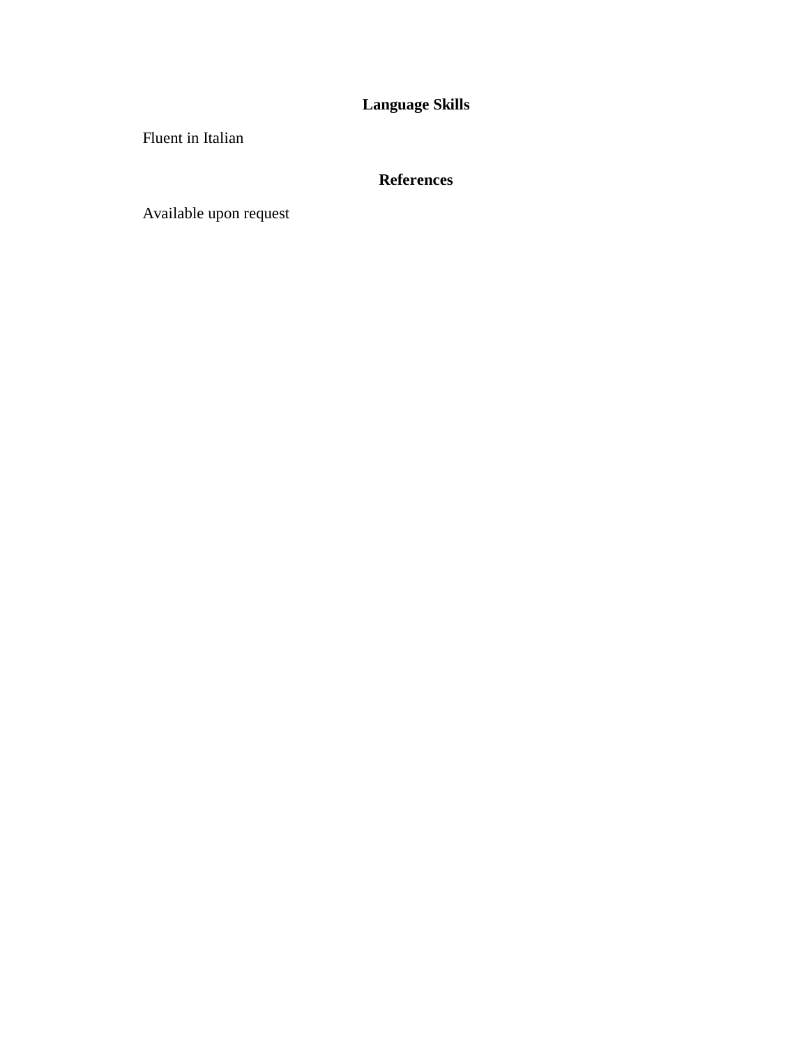## Language Skills

Fluent in Italian

## References

Available upon request